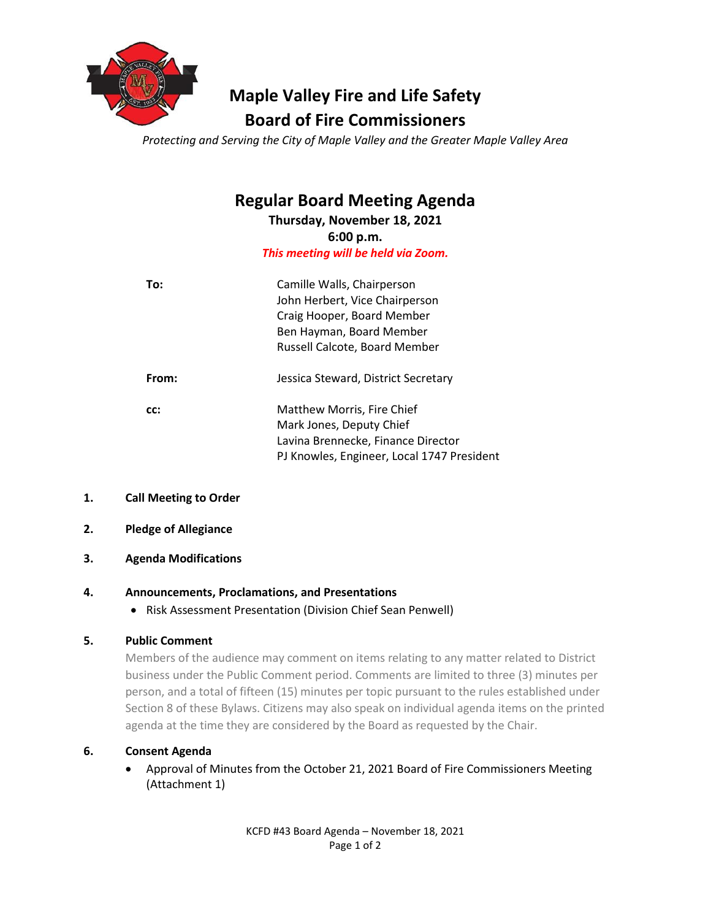# Maple Valley Fire and Life Safety
# Board of Fire Commissioners

*Protecting and Serving the City of Maple Valley and the Greater Maple Valley Area*

## Regular Board Meeting Agenda

**Thursday, November 18, 2021**
**6:00 p.m.**
***This meeting will be held via Zoom.***

| | |
|---|---|
| **To:** | Camille Walls, Chairperson<br>John Herbert, Vice Chairperson<br>Craig Hooper, Board Member<br>Ben Hayman, Board Member<br>Russell Calcote, Board Member |
| **From:** | Jessica Steward, District Secretary |
| **cc:** | Matthew Morris, Fire Chief<br>Mark Jones, Deputy Chief<br>Lavina Brennecke, Finance Director<br>PJ Knowles, Engineer, Local 1747 President |

**1. Call Meeting to Order**

**2. Pledge of Allegiance**

**3. Agenda Modifications**

**4. Announcements, Proclamations, and Presentations**

- Risk Assessment Presentation (Division Chief Sean Penwell)

**5. Public Comment**

Members of the audience may comment on items relating to any matter related to District business under the Public Comment period. Comments are limited to three (3) minutes per person, and a total of fifteen (15) minutes per topic pursuant to the rules established under Section 8 of these Bylaws. Citizens may also speak on individual agenda items on the printed agenda at the time they are considered by the Board as requested by the Chair.

**6. Consent Agenda**

- Approval of Minutes from the October 21, 2021 Board of Fire Commissioners Meeting (Attachment 1)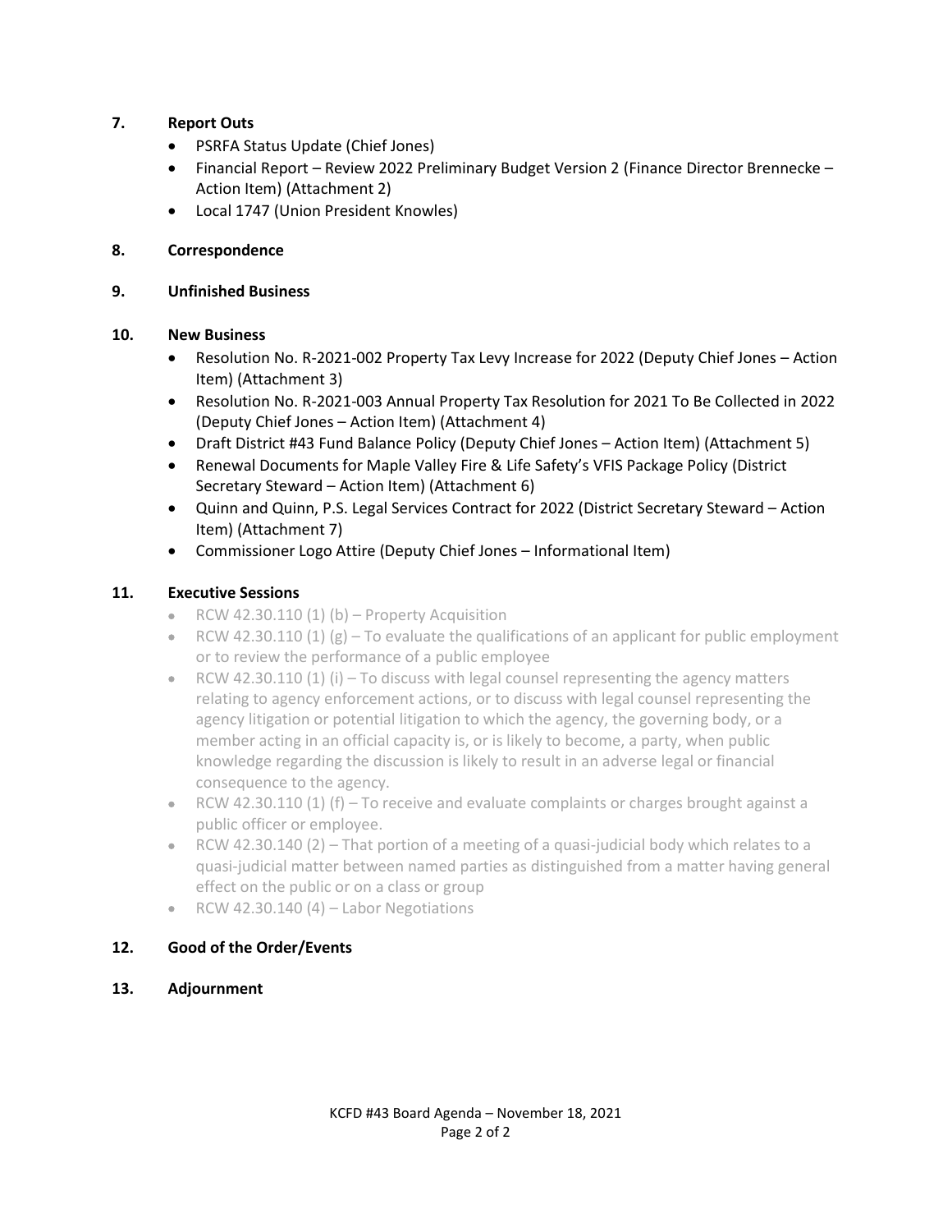**7. Report Outs**

- PSRFA Status Update (Chief Jones)
- Financial Report – Review 2022 Preliminary Budget Version 2 (Finance Director Brennecke – Action Item) (Attachment 2)
- Local 1747 (Union President Knowles)

**8. Correspondence**

**9. Unfinished Business**

**10. New Business**

- Resolution No. R-2021-002 Property Tax Levy Increase for 2022 (Deputy Chief Jones – Action Item) (Attachment 3)
- Resolution No. R-2021-003 Annual Property Tax Resolution for 2021 To Be Collected in 2022 (Deputy Chief Jones – Action Item) (Attachment 4)
- Draft District #43 Fund Balance Policy (Deputy Chief Jones – Action Item) (Attachment 5)
- Renewal Documents for Maple Valley Fire & Life Safety's VFIS Package Policy (District Secretary Steward – Action Item) (Attachment 6)
- Quinn and Quinn, P.S. Legal Services Contract for 2022 (District Secretary Steward – Action Item) (Attachment 7)
- Commissioner Logo Attire (Deputy Chief Jones – Informational Item)

**11. Executive Sessions**

- RCW 42.30.110 (1) (b) – Property Acquisition
- RCW 42.30.110 (1) (g) – To evaluate the qualifications of an applicant for public employment or to review the performance of a public employee
- RCW 42.30.110 (1) (i) – To discuss with legal counsel representing the agency matters relating to agency enforcement actions, or to discuss with legal counsel representing the agency litigation or potential litigation to which the agency, the governing body, or a member acting in an official capacity is, or is likely to become, a party, when public knowledge regarding the discussion is likely to result in an adverse legal or financial consequence to the agency.
- RCW 42.30.110 (1) (f) – To receive and evaluate complaints or charges brought against a public officer or employee.
- RCW 42.30.140 (2) – That portion of a meeting of a quasi-judicial body which relates to a quasi-judicial matter between named parties as distinguished from a matter having general effect on the public or on a class or group
- RCW 42.30.140 (4) – Labor Negotiations

**12. Good of the Order/Events**

**13. Adjournment**